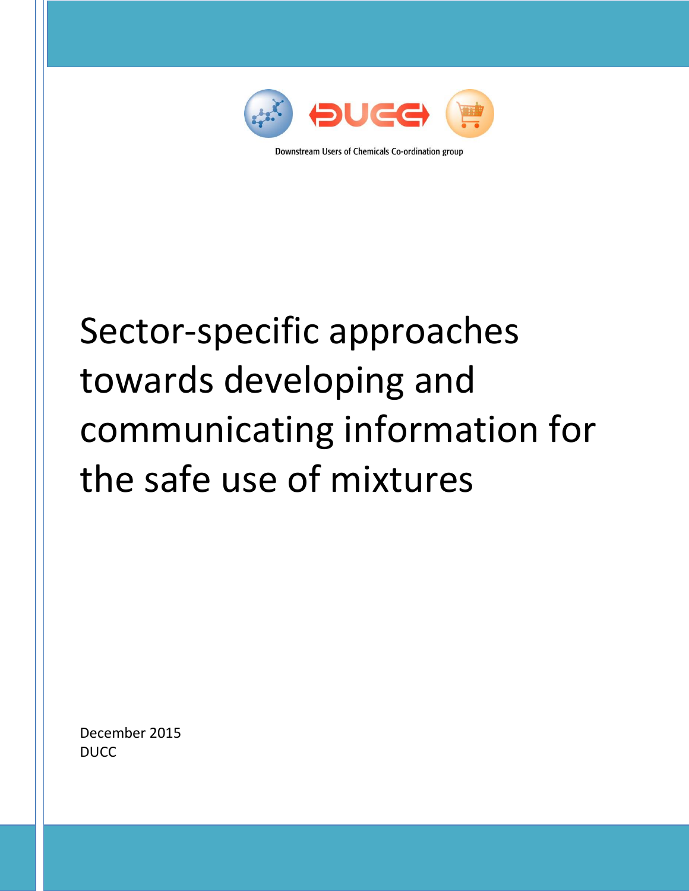Downstream Users of Chemicals Co-ordination group

# Sector-specific approaches towards developing and communicating information for the safe use of mixtures

December 2015

DUCC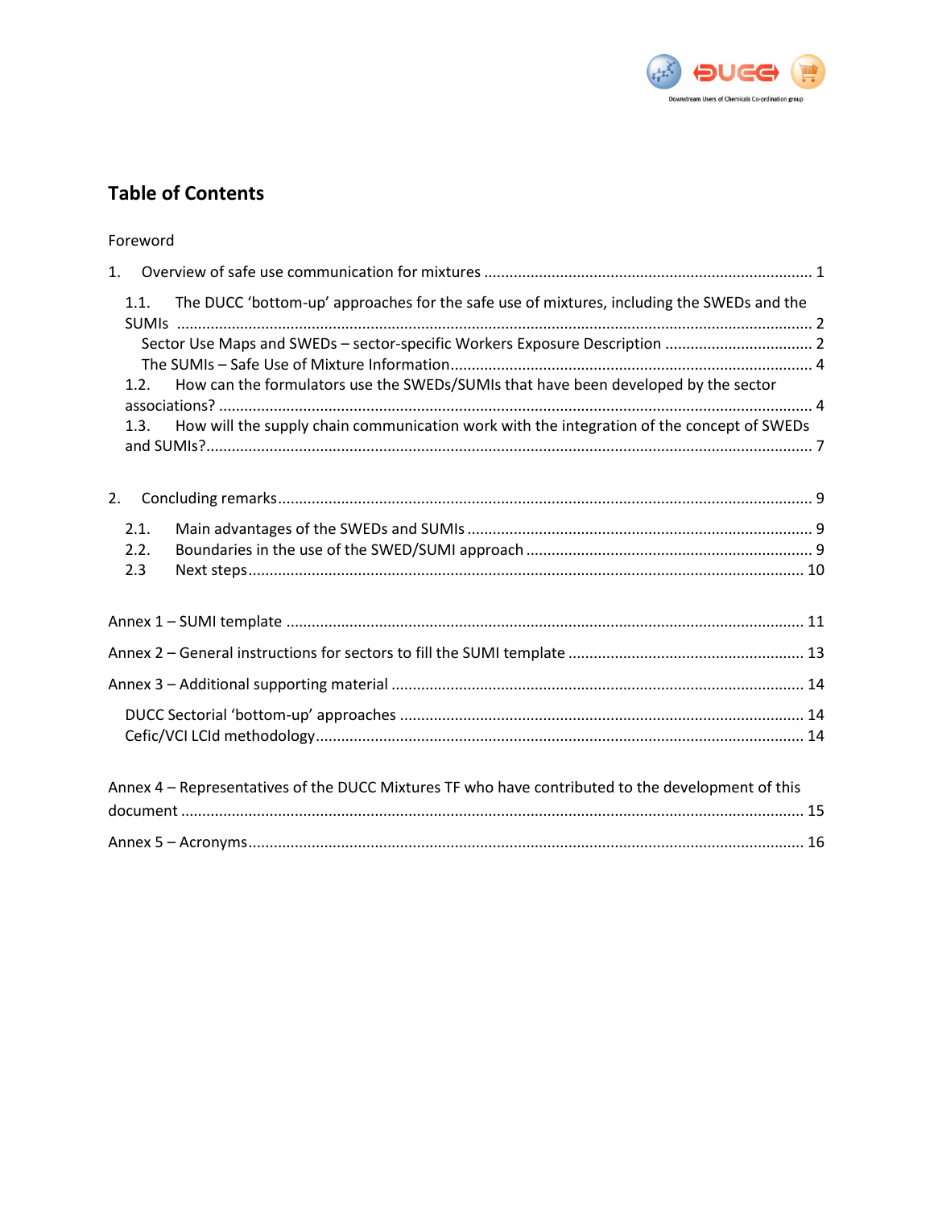## Table of Contents

Foreword

1. Overview of safe use communication for mixtures ............................................................................ 1

    1.1. The DUCC 'bottom-up' approaches for the safe use of mixtures, including the SWEDs and the SUMIs ............................................................................................................................................. 2

        Sector Use Maps and SWEDs – sector-specific Workers Exposure Description .................................. 2

        The SUMIs – Safe Use of Mixture Information.................................................................................... 4

    1.2. How can the formulators use the SWEDs/SUMIs that have been developed by the sector associations? ......................................................................................................................................... 4

    1.3. How will the supply chain communication work with the integration of the concept of SWEDs and SUMIs?............................................................................................................................................ 7

2. Concluding remarks........................................................................................................................... 9

    2.1. Main advantages of the SWEDs and SUMIs ................................................................................ 9

    2.2. Boundaries in the use of the SWED/SUMI approach ................................................................... 9

    2.3 Next steps................................................................................................................................. 10

Annex 1 – SUMI template ........................................................................................................................ 11

Annex 2 – General instructions for sectors to fill the SUMI template ....................................................... 13

Annex 3 – Additional supporting material ................................................................................................ 14

    DUCC Sectorial 'bottom-up' approaches .............................................................................................. 14

    Cefic/VCI LCId methodology.................................................................................................................. 14

Annex 4 – Representatives of the DUCC Mixtures TF who have contributed to the development of this document ................................................................................................................................................. 15

Annex 5 – Acronyms................................................................................................................................. 16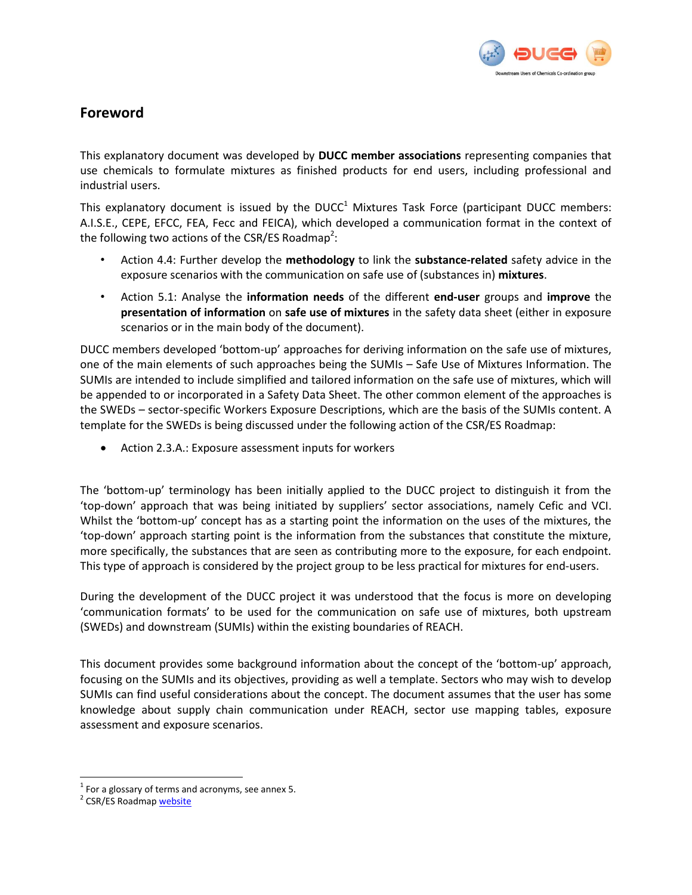## Foreword

This explanatory document was developed by **DUCC member associations** representing companies that use chemicals to formulate mixtures as finished products for end users, including professional and industrial users.

This explanatory document is issued by the DUCC[1] Mixtures Task Force (participant DUCC members: A.I.S.E., CEPE, EFCC, FEA, Fecc and FEICA), which developed a communication format in the context of the following two actions of the CSR/ES Roadmap[2]:

- Action 4.4: Further develop the **methodology** to link the **substance-related** safety advice in the exposure scenarios with the communication on safe use of (substances in) **mixtures**.
- Action 5.1: Analyse the **information needs** of the different **end-user** groups and **improve** the **presentation of information** on **safe use of mixtures** in the safety data sheet (either in exposure scenarios or in the main body of the document).

DUCC members developed 'bottom-up' approaches for deriving information on the safe use of mixtures, one of the main elements of such approaches being the SUMIs – Safe Use of Mixtures Information. The SUMIs are intended to include simplified and tailored information on the safe use of mixtures, which will be appended to or incorporated in a Safety Data Sheet. The other common element of the approaches is the SWEDs – sector-specific Workers Exposure Descriptions, which are the basis of the SUMIs content. A template for the SWEDs is being discussed under the following action of the CSR/ES Roadmap:

- Action 2.3.A.: Exposure assessment inputs for workers

The 'bottom-up' terminology has been initially applied to the DUCC project to distinguish it from the 'top-down' approach that was being initiated by suppliers' sector associations, namely Cefic and VCI. Whilst the 'bottom-up' concept has as a starting point the information on the uses of the mixtures, the 'top-down' approach starting point is the information from the substances that constitute the mixture, more specifically, the substances that are seen as contributing more to the exposure, for each endpoint. This type of approach is considered by the project group to be less practical for mixtures for end-users.

During the development of the DUCC project it was understood that the focus is more on developing 'communication formats' to be used for the communication on safe use of mixtures, both upstream (SWEDs) and downstream (SUMIs) within the existing boundaries of REACH.

This document provides some background information about the concept of the 'bottom-up' approach, focusing on the SUMIs and its objectives, providing as well a template. Sectors who may wish to develop SUMIs can find useful considerations about the concept. The document assumes that the user has some knowledge about supply chain communication under REACH, sector use mapping tables, exposure assessment and exposure scenarios.

---

[1] For a glossary of terms and acronyms, see annex 5.

[2] CSR/ES Roadmap website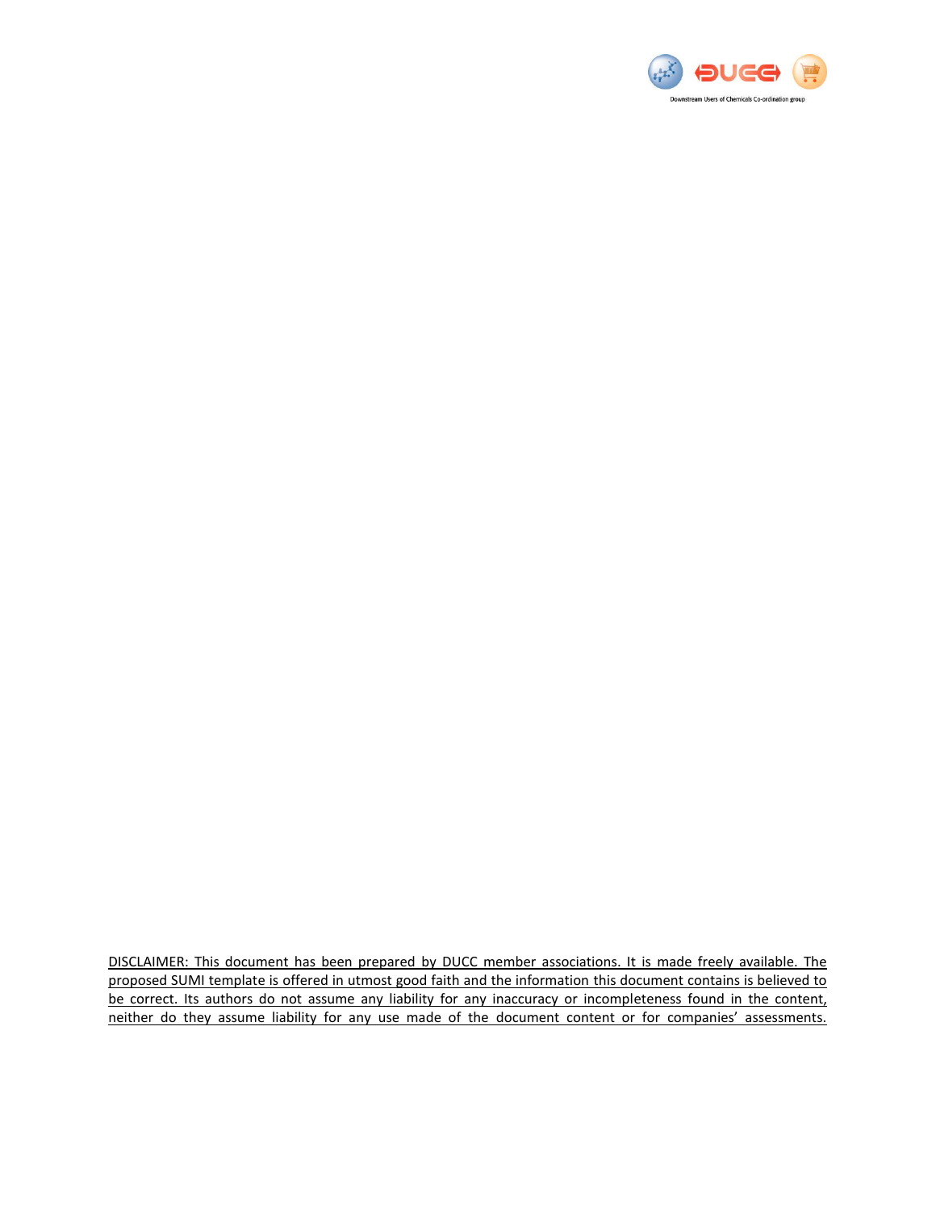DISCLAIMER: This document has been prepared by DUCC member associations. It is made freely available. The proposed SUMI template is offered in utmost good faith and the information this document contains is believed to be correct. Its authors do not assume any liability for any inaccuracy or incompleteness found in the content, neither do they assume liability for any use made of the document content or for companies' assessments.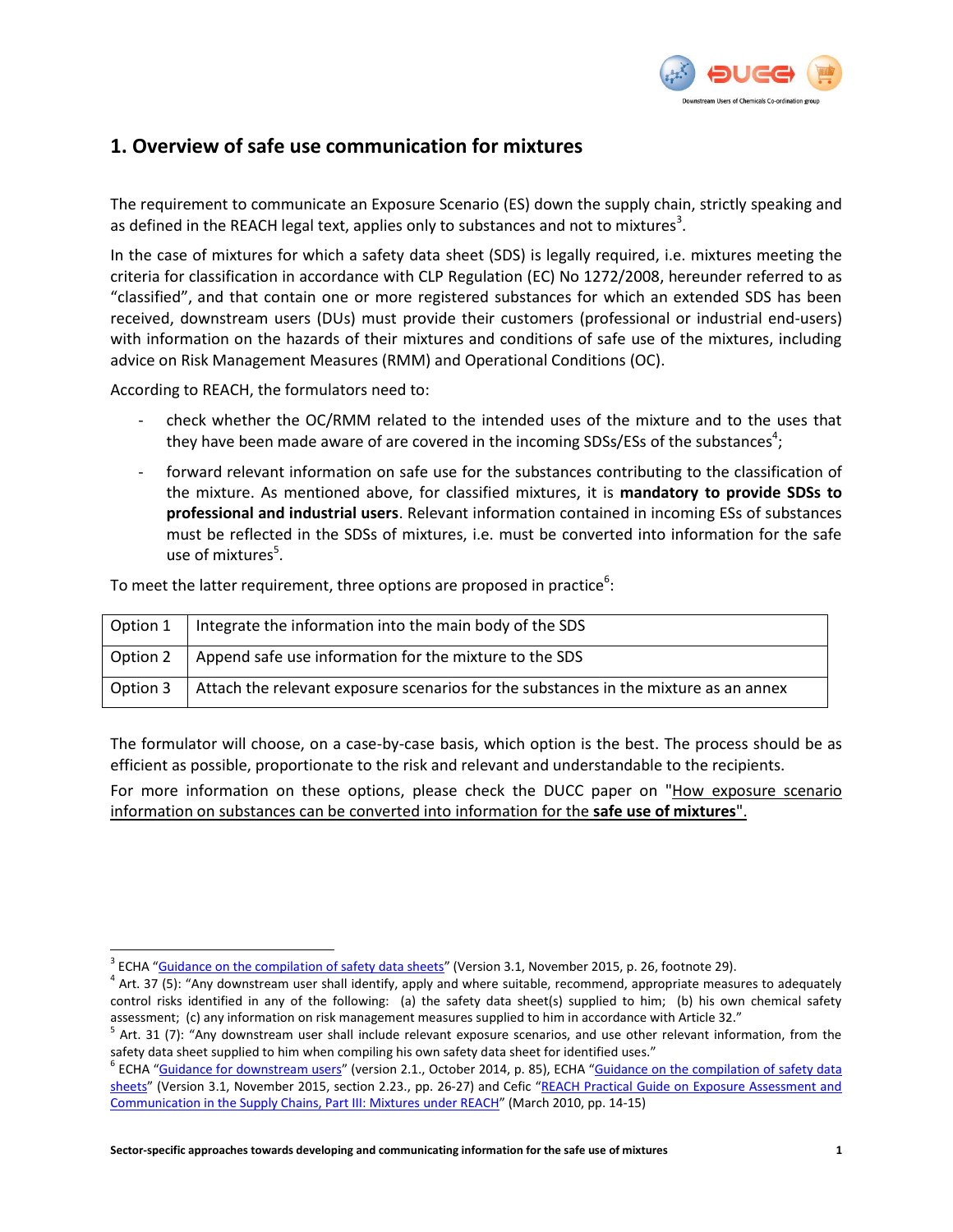## 1. Overview of safe use communication for mixtures

The requirement to communicate an Exposure Scenario (ES) down the supply chain, strictly speaking and as defined in the REACH legal text, applies only to substances and not to mixtures[3].

In the case of mixtures for which a safety data sheet (SDS) is legally required, i.e. mixtures meeting the criteria for classification in accordance with CLP Regulation (EC) No 1272/2008, hereunder referred to as "classified", and that contain one or more registered substances for which an extended SDS has been received, downstream users (DUs) must provide their customers (professional or industrial end-users) with information on the hazards of their mixtures and conditions of safe use of the mixtures, including advice on Risk Management Measures (RMM) and Operational Conditions (OC).

According to REACH, the formulators need to:

- check whether the OC/RMM related to the intended uses of the mixture and to the uses that they have been made aware of are covered in the incoming SDSs/ESs of the substances[4];
- forward relevant information on safe use for the substances contributing to the classification of the mixture. As mentioned above, for classified mixtures, it is **mandatory to provide SDSs to professional and industrial users**. Relevant information contained in incoming ESs of substances must be reflected in the SDSs of mixtures, i.e. must be converted into information for the safe use of mixtures[5].

To meet the latter requirement, three options are proposed in practice[6]:

| | |
|---|---|
| Option 1 | Integrate the information into the main body of the SDS |
| Option 2 | Append safe use information for the mixture to the SDS |
| Option 3 | Attach the relevant exposure scenarios for the substances in the mixture as an annex |

The formulator will choose, on a case-by-case basis, which option is the best. The process should be as efficient as possible, proportionate to the risk and relevant and understandable to the recipients.

For more information on these options, please check the DUCC paper on "How exposure scenario information on substances can be converted into information for the **safe use of mixtures**".

---

[3] ECHA "Guidance on the compilation of safety data sheets" (Version 3.1, November 2015, p. 26, footnote 29).

[4] Art. 37 (5): "Any downstream user shall identify, apply and where suitable, recommend, appropriate measures to adequately control risks identified in any of the following: (a) the safety data sheet(s) supplied to him; (b) his own chemical safety assessment; (c) any information on risk management measures supplied to him in accordance with Article 32."

[5] Art. 31 (7): "Any downstream user shall include relevant exposure scenarios, and use other relevant information, from the safety data sheet supplied to him when compiling his own safety data sheet for identified uses."

[6] ECHA "Guidance for downstream users" (version 2.1., October 2014, p. 85), ECHA "Guidance on the compilation of safety data sheets" (Version 3.1, November 2015, section 2.23., pp. 26-27) and Cefic "REACH Practical Guide on Exposure Assessment and Communication in the Supply Chains, Part III: Mixtures under REACH" (March 2010, pp. 14-15)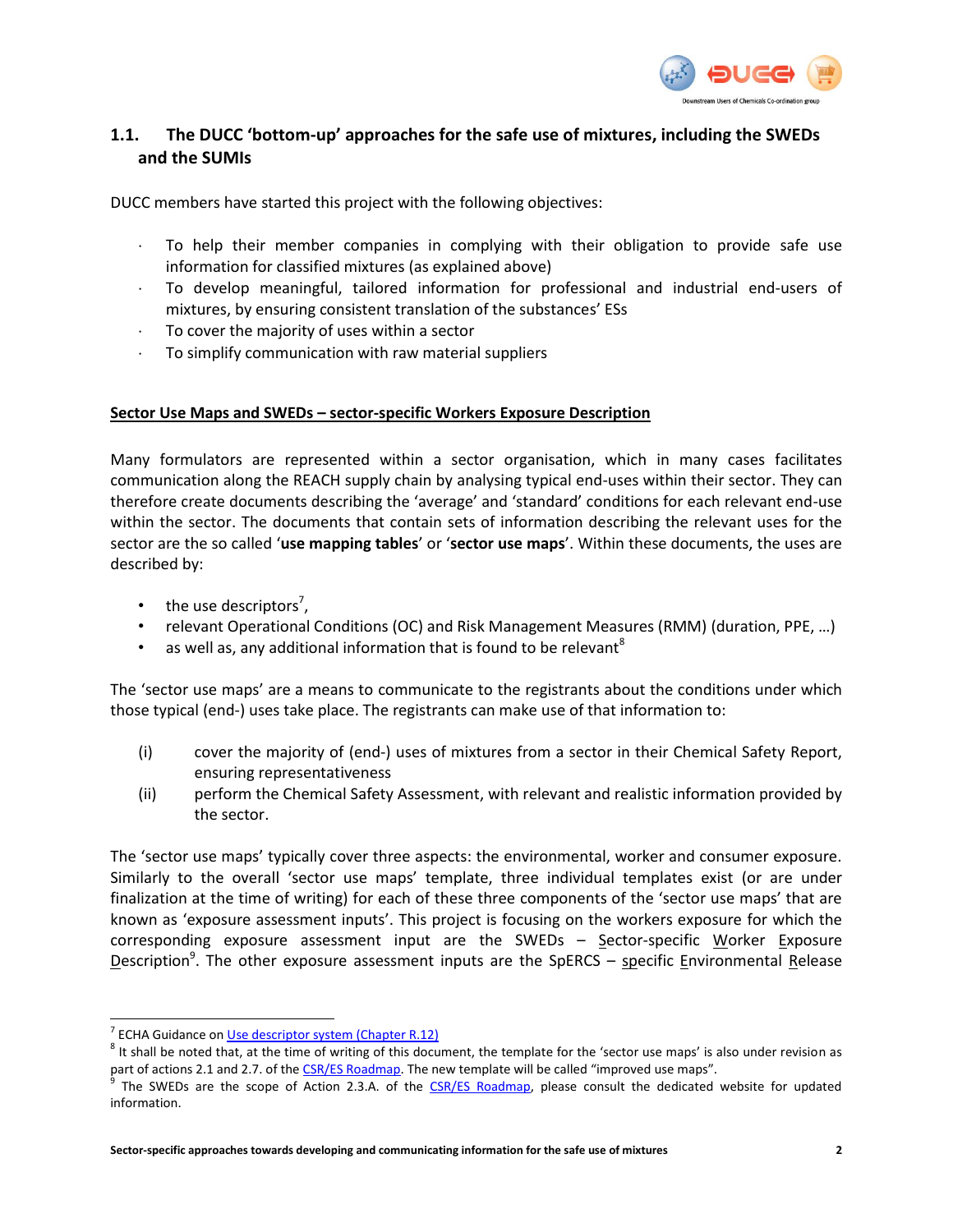## 1.1. The DUCC 'bottom-up' approaches for the safe use of mixtures, including the SWEDs and the SUMIs

DUCC members have started this project with the following objectives:

- To help their member companies in complying with their obligation to provide safe use information for classified mixtures (as explained above)
- To develop meaningful, tailored information for professional and industrial end-users of mixtures, by ensuring consistent translation of the substances' ESs
- To cover the majority of uses within a sector
- To simplify communication with raw material suppliers

**Sector Use Maps and SWEDs – sector-specific Workers Exposure Description**

Many formulators are represented within a sector organisation, which in many cases facilitates communication along the REACH supply chain by analysing typical end-uses within their sector. They can therefore create documents describing the 'average' and 'standard' conditions for each relevant end-use within the sector. The documents that contain sets of information describing the relevant uses for the sector are the so called '**use mapping tables**' or '**sector use maps**'. Within these documents, the uses are described by:

- the use descriptors[7],
- relevant Operational Conditions (OC) and Risk Management Measures (RMM) (duration, PPE, …)
- as well as, any additional information that is found to be relevant[8]

The 'sector use maps' are a means to communicate to the registrants about the conditions under which those typical (end-) uses take place. The registrants can make use of that information to:

(i) cover the majority of (end-) uses of mixtures from a sector in their Chemical Safety Report, ensuring representativeness

(ii) perform the Chemical Safety Assessment, with relevant and realistic information provided by the sector.

The 'sector use maps' typically cover three aspects: the environmental, worker and consumer exposure. Similarly to the overall 'sector use maps' template, three individual templates exist (or are under finalization at the time of writing) for each of these three components of the 'sector use maps' that are known as 'exposure assessment inputs'. This project is focusing on the workers exposure for which the corresponding exposure assessment input are the SWEDs – Sector-specific Worker Exposure Description[9]. The other exposure assessment inputs are the SpERCS – specific Environmental Release

---

[7] ECHA Guidance on Use descriptor system (Chapter R.12)

[8] It shall be noted that, at the time of writing of this document, the template for the 'sector use maps' is also under revision as part of actions 2.1 and 2.7. of the CSR/ES Roadmap. The new template will be called "improved use maps".

[9] The SWEDs are the scope of Action 2.3.A. of the CSR/ES Roadmap, please consult the dedicated website for updated information.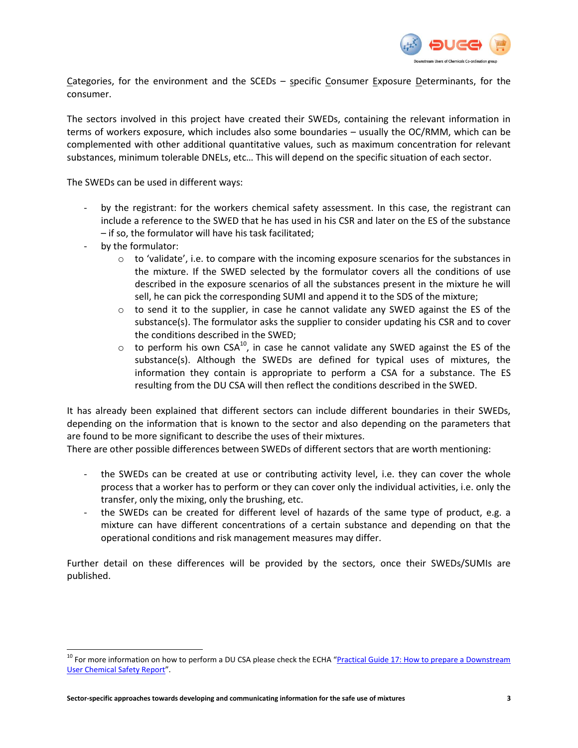Categories, for the environment and the SCEDs – specific Consumer Exposure Determinants, for the consumer.

The sectors involved in this project have created their SWEDs, containing the relevant information in terms of workers exposure, which includes also some boundaries – usually the OC/RMM, which can be complemented with other additional quantitative values, such as maximum concentration for relevant substances, minimum tolerable DNELs, etc… This will depend on the specific situation of each sector.

The SWEDs can be used in different ways:

- by the registrant: for the workers chemical safety assessment. In this case, the registrant can include a reference to the SWED that he has used in his CSR and later on the ES of the substance – if so, the formulator will have his task facilitated;
- by the formulator:
  - to 'validate', i.e. to compare with the incoming exposure scenarios for the substances in the mixture. If the SWED selected by the formulator covers all the conditions of use described in the exposure scenarios of all the substances present in the mixture he will sell, he can pick the corresponding SUMI and append it to the SDS of the mixture;
  - to send it to the supplier, in case he cannot validate any SWED against the ES of the substance(s). The formulator asks the supplier to consider updating his CSR and to cover the conditions described in the SWED;
  - to perform his own CSA[10], in case he cannot validate any SWED against the ES of the substance(s). Although the SWEDs are defined for typical uses of mixtures, the information they contain is appropriate to perform a CSA for a substance. The ES resulting from the DU CSA will then reflect the conditions described in the SWED.

It has already been explained that different sectors can include different boundaries in their SWEDs, depending on the information that is known to the sector and also depending on the parameters that are found to be more significant to describe the uses of their mixtures.
There are other possible differences between SWEDs of different sectors that are worth mentioning:

- the SWEDs can be created at use or contributing activity level, i.e. they can cover the whole process that a worker has to perform or they can cover only the individual activities, i.e. only the transfer, only the mixing, only the brushing, etc.
- the SWEDs can be created for different level of hazards of the same type of product, e.g. a mixture can have different concentrations of a certain substance and depending on that the operational conditions and risk management measures may differ.

Further detail on these differences will be provided by the sectors, once their SWEDs/SUMIs are published.

---

[10] For more information on how to perform a DU CSA please check the ECHA "Practical Guide 17: How to prepare a Downstream User Chemical Safety Report".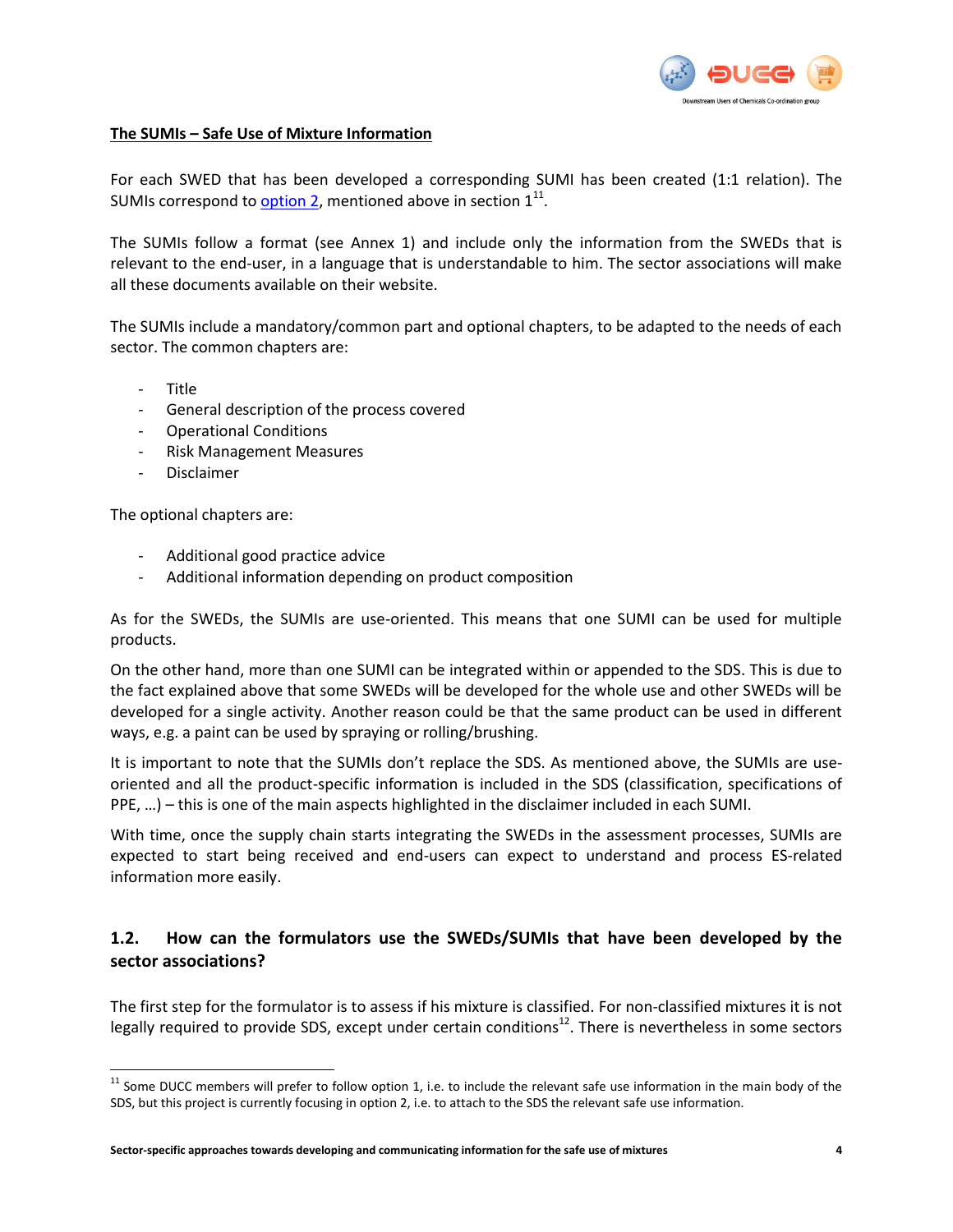**The SUMIs – Safe Use of Mixture Information**

For each SWED that has been developed a corresponding SUMI has been created (1:1 relation). The SUMIs correspond to option 2, mentioned above in section 1[11].

The SUMIs follow a format (see Annex 1) and include only the information from the SWEDs that is relevant to the end-user, in a language that is understandable to him. The sector associations will make all these documents available on their website.

The SUMIs include a mandatory/common part and optional chapters, to be adapted to the needs of each sector. The common chapters are:

- Title
- General description of the process covered
- Operational Conditions
- Risk Management Measures
- Disclaimer

The optional chapters are:

- Additional good practice advice
- Additional information depending on product composition

As for the SWEDs, the SUMIs are use-oriented. This means that one SUMI can be used for multiple products.

On the other hand, more than one SUMI can be integrated within or appended to the SDS. This is due to the fact explained above that some SWEDs will be developed for the whole use and other SWEDs will be developed for a single activity. Another reason could be that the same product can be used in different ways, e.g. a paint can be used by spraying or rolling/brushing.

It is important to note that the SUMIs don't replace the SDS. As mentioned above, the SUMIs are use-oriented and all the product-specific information is included in the SDS (classification, specifications of PPE, …) – this is one of the main aspects highlighted in the disclaimer included in each SUMI.

With time, once the supply chain starts integrating the SWEDs in the assessment processes, SUMIs are expected to start being received and end-users can expect to understand and process ES-related information more easily.

## 1.2. How can the formulators use the SWEDs/SUMIs that have been developed by the sector associations?

The first step for the formulator is to assess if his mixture is classified. For non-classified mixtures it is not legally required to provide SDS, except under certain conditions[12]. There is nevertheless in some sectors

[11] Some DUCC members will prefer to follow option 1, i.e. to include the relevant safe use information in the main body of the SDS, but this project is currently focusing in option 2, i.e. to attach to the SDS the relevant safe use information.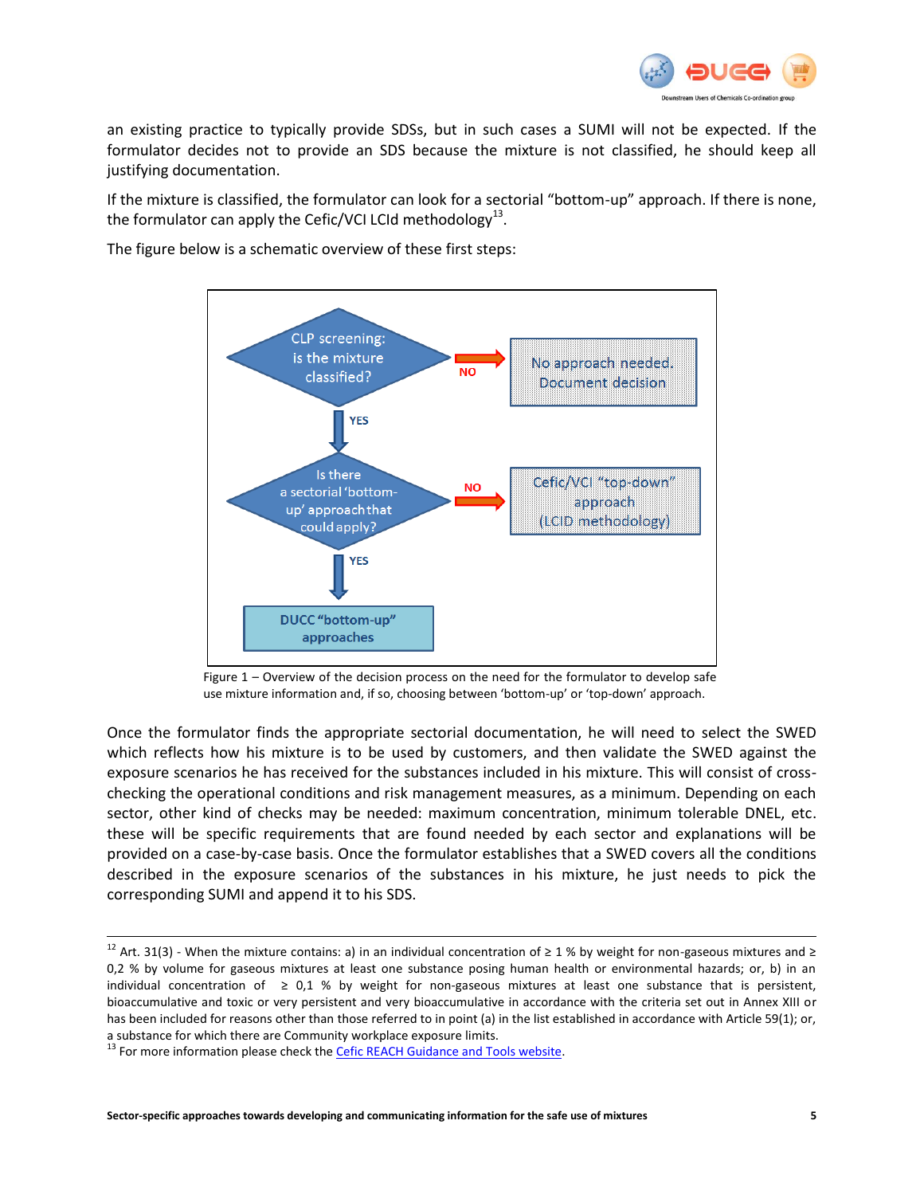an existing practice to typically provide SDSs, but in such cases a SUMI will not be expected. If the formulator decides not to provide an SDS because the mixture is not classified, he should keep all justifying documentation.

If the mixture is classified, the formulator can look for a sectorial "bottom-up" approach. If there is none, the formulator can apply the Cefic/VCI LCId methodology[13].

The figure below is a schematic overview of these first steps:

- CLP screening: is the mixture classified?
  - NO → No approach needed. Document decision
  - YES → Is there a sectorial 'bottom-up' approach that could apply?
    - NO → Cefic/VCI "top-down" approach (LCID methodology)
    - YES → DUCC "bottom-up" approaches

Figure 1 – Overview of the decision process on the need for the formulator to develop safe use mixture information and, if so, choosing between 'bottom-up' or 'top-down' approach.

Once the formulator finds the appropriate sectorial documentation, he will need to select the SWED which reflects how his mixture is to be used by customers, and then validate the SWED against the exposure scenarios he has received for the substances included in his mixture. This will consist of cross-checking the operational conditions and risk management measures, as a minimum. Depending on each sector, other kind of checks may be needed: maximum concentration, minimum tolerable DNEL, etc. these will be specific requirements that are found needed by each sector and explanations will be provided on a case-by-case basis. Once the formulator establishes that a SWED covers all the conditions described in the exposure scenarios of the substances in his mixture, he just needs to pick the corresponding SUMI and append it to his SDS.

---

[12] Art. 31(3) - When the mixture contains: a) in an individual concentration of ≥ 1 % by weight for non-gaseous mixtures and ≥ 0,2 % by volume for gaseous mixtures at least one substance posing human health or environmental hazards; or, b) in an individual concentration of ≥ 0,1 % by weight for non-gaseous mixtures at least one substance that is persistent, bioaccumulative and toxic or very persistent and very bioaccumulative in accordance with the criteria set out in Annex XIII or has been included for reasons other than those referred to in point (a) in the list established in accordance with Article 59(1); or, a substance for which there are Community workplace exposure limits.

[13] For more information please check the Cefic REACH Guidance and Tools website.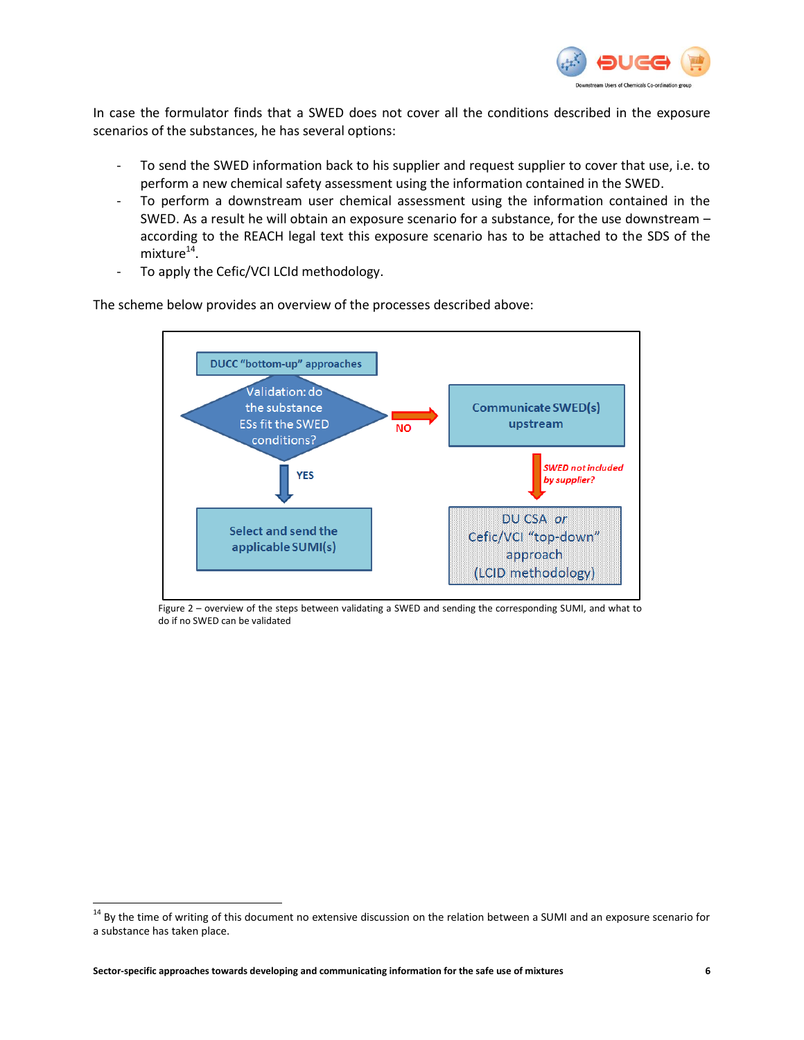In case the formulator finds that a SWED does not cover all the conditions described in the exposure scenarios of the substances, he has several options:

- To send the SWED information back to his supplier and request supplier to cover that use, i.e. to perform a new chemical safety assessment using the information contained in the SWED.
- To perform a downstream user chemical assessment using the information contained in the SWED. As a result he will obtain an exposure scenario for a substance, for the use downstream – according to the REACH legal text this exposure scenario has to be attached to the SDS of the mixture[14].
- To apply the Cefic/VCI LCId methodology.

The scheme below provides an overview of the processes described above:

DUCC "bottom-up" approaches

Validation: do the substance ESs fit the SWED conditions?

NO → Communicate SWED(s) upstream

SWED not included by supplier? → DU CSA *or* Cefic/VCI "top-down" approach (LCID methodology)

YES → Select and send the applicable SUMI(s)

Figure 2 – overview of the steps between validating a SWED and sending the corresponding SUMI, and what to do if no SWED can be validated

[14] By the time of writing of this document no extensive discussion on the relation between a SUMI and an exposure scenario for a substance has taken place.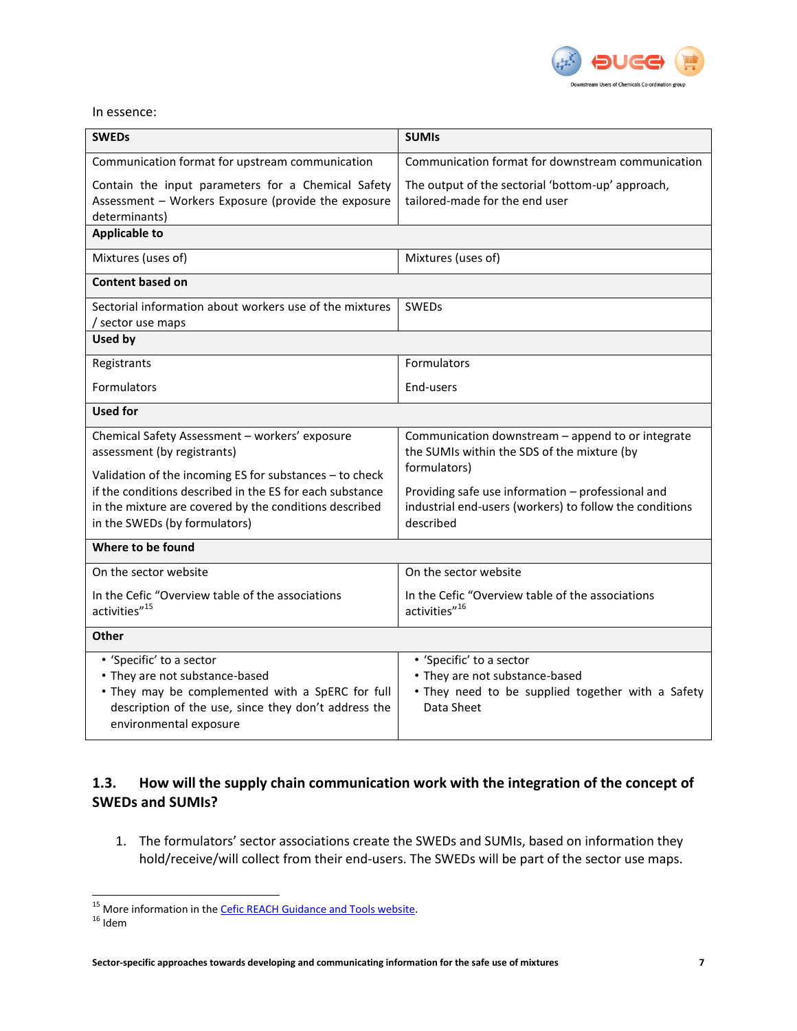In essence:

| SWEDs | SUMIs |
|---|---|
| Communication format for upstream communication<br><br>Contain the input parameters for a Chemical Safety Assessment – Workers Exposure (provide the exposure determinants) | Communication format for downstream communication<br><br>The output of the sectorial 'bottom-up' approach, tailored-made for the end user |
| **Applicable to** | |
| Mixtures (uses of) | Mixtures (uses of) |
| **Content based on** | |
| Sectorial information about workers use of the mixtures / sector use maps | SWEDs |
| **Used by** | |
| Registrants<br><br>Formulators | Formulators<br><br>End-users |
| **Used for** | |
| Chemical Safety Assessment – workers' exposure assessment (by registrants)<br><br>Validation of the incoming ES for substances – to check if the conditions described in the ES for each substance in the mixture are covered by the conditions described in the SWEDs (by formulators) | Communication downstream – append to or integrate the SUMIs within the SDS of the mixture (by formulators)<br><br>Providing safe use information – professional and industrial end-users (workers) to follow the conditions described |
| **Where to be found** | |
| On the sector website<br><br>In the Cefic "Overview table of the associations activities"[15] | On the sector website<br><br>In the Cefic "Overview table of the associations activities"[16] |
| **Other** | |
| • 'Specific' to a sector<br>• They are not substance-based<br>• They may be complemented with a SpERC for full description of the use, since they don't address the environmental exposure | • 'Specific' to a sector<br>• They are not substance-based<br>• They need to be supplied together with a Safety Data Sheet |

## 1.3. How will the supply chain communication work with the integration of the concept of SWEDs and SUMIs?

1. The formulators' sector associations create the SWEDs and SUMIs, based on information they hold/receive/will collect from their end-users. The SWEDs will be part of the sector use maps.

---

[15] More information in the Cefic REACH Guidance and Tools website.

[16] Idem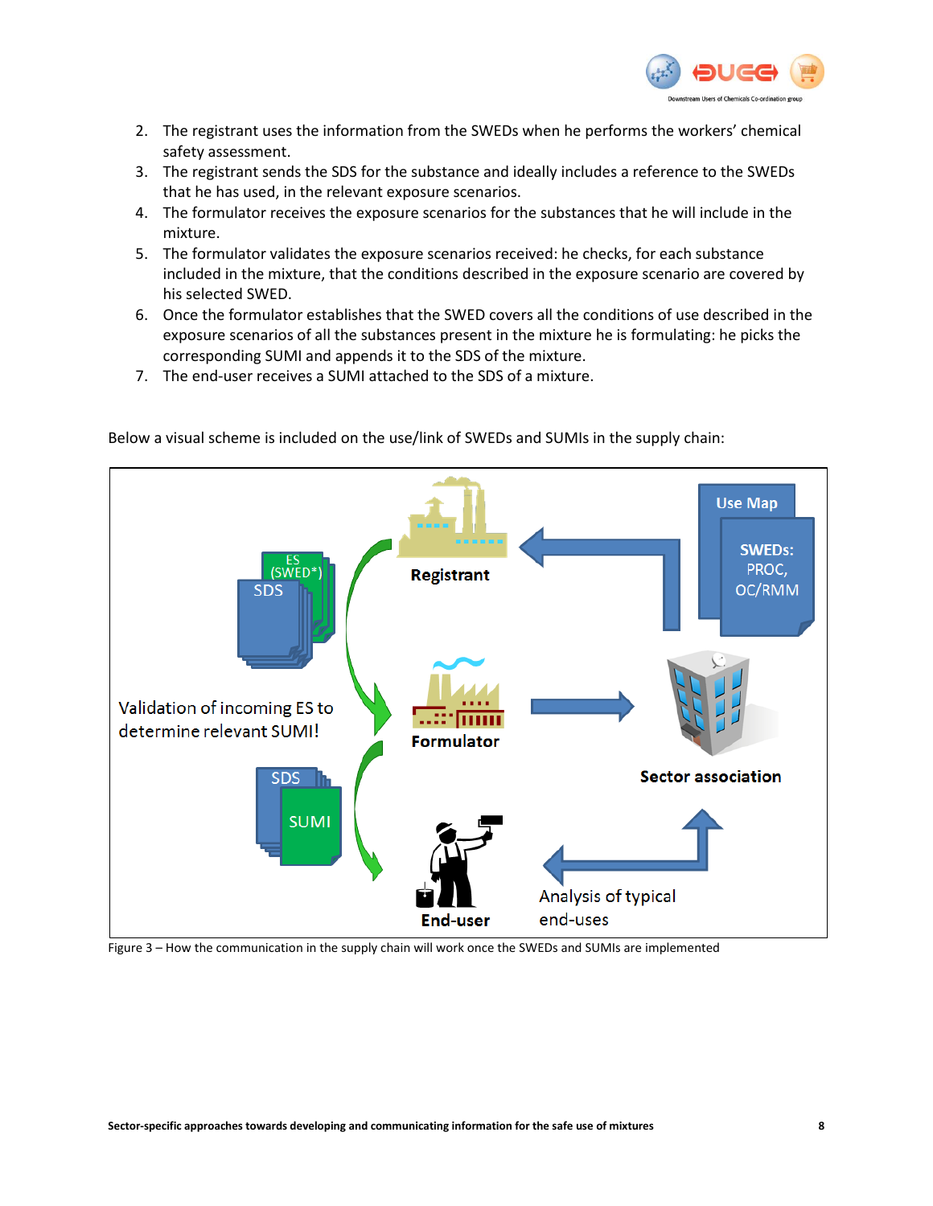2. The registrant uses the information from the SWEDs when he performs the workers' chemical safety assessment.
3. The registrant sends the SDS for the substance and ideally includes a reference to the SWEDs that he has used, in the relevant exposure scenarios.
4. The formulator receives the exposure scenarios for the substances that he will include in the mixture.
5. The formulator validates the exposure scenarios received: he checks, for each substance included in the mixture, that the conditions described in the exposure scenario are covered by his selected SWED.
6. Once the formulator establishes that the SWED covers all the conditions of use described in the exposure scenarios of all the substances present in the mixture he is formulating: he picks the corresponding SUMI and appends it to the SDS of the mixture.
7. The end-user receives a SUMI attached to the SDS of a mixture.

Below a visual scheme is included on the use/link of SWEDs and SUMIs in the supply chain:

Figure 3 – How the communication in the supply chain will work once the SWEDs and SUMIs are implemented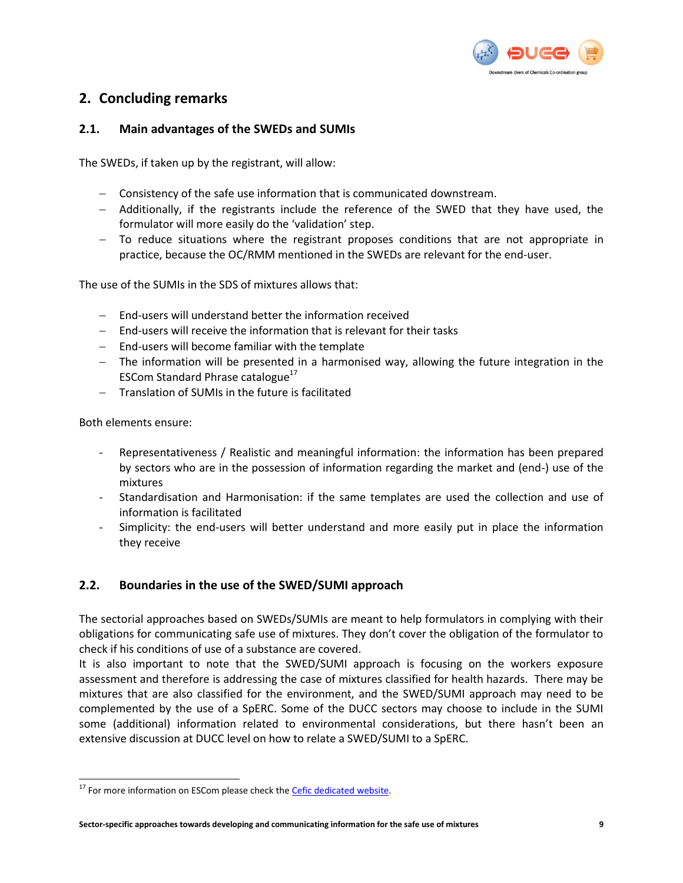## 2. Concluding remarks

### 2.1. Main advantages of the SWEDs and SUMIs

The SWEDs, if taken up by the registrant, will allow:

- Consistency of the safe use information that is communicated downstream.
- Additionally, if the registrants include the reference of the SWED that they have used, the formulator will more easily do the 'validation' step.
- To reduce situations where the registrant proposes conditions that are not appropriate in practice, because the OC/RMM mentioned in the SWEDs are relevant for the end-user.

The use of the SUMIs in the SDS of mixtures allows that:

- End-users will understand better the information received
- End-users will receive the information that is relevant for their tasks
- End-users will become familiar with the template
- The information will be presented in a harmonised way, allowing the future integration in the ESCom Standard Phrase catalogue[17]
- Translation of SUMIs in the future is facilitated

Both elements ensure:

- Representativeness / Realistic and meaningful information: the information has been prepared by sectors who are in the possession of information regarding the market and (end-) use of the mixtures
- Standardisation and Harmonisation: if the same templates are used the collection and use of information is facilitated
- Simplicity: the end-users will better understand and more easily put in place the information they receive

### 2.2. Boundaries in the use of the SWED/SUMI approach

The sectorial approaches based on SWEDs/SUMIs are meant to help formulators in complying with their obligations for communicating safe use of mixtures. They don't cover the obligation of the formulator to check if his conditions of use of a substance are covered.
It is also important to note that the SWED/SUMI approach is focusing on the workers exposure assessment and therefore is addressing the case of mixtures classified for health hazards. There may be mixtures that are also classified for the environment, and the SWED/SUMI approach may need to be complemented by the use of a SpERC. Some of the DUCC sectors may choose to include in the SUMI some (additional) information related to environmental considerations, but there hasn't been an extensive discussion at DUCC level on how to relate a SWED/SUMI to a SpERC.

[17] For more information on ESCom please check the Cefic dedicated website.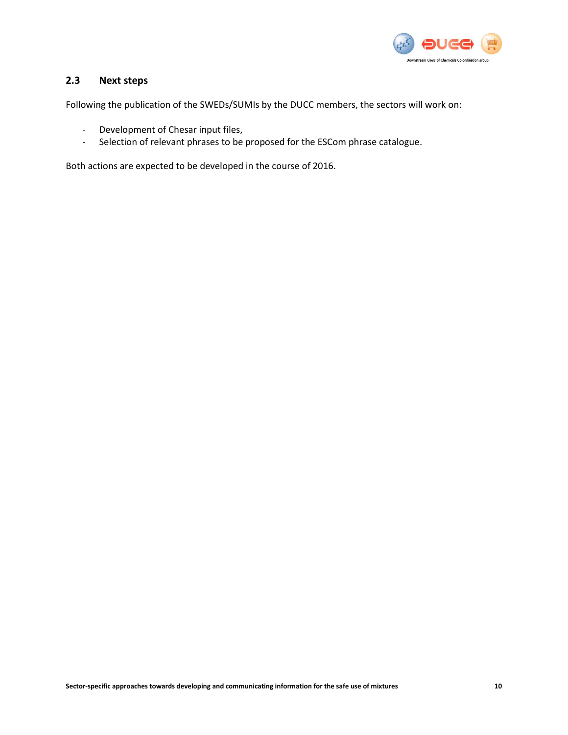## 2.3 Next steps

Following the publication of the SWEDs/SUMIs by the DUCC members, the sectors will work on:

- Development of Chesar input files,
- Selection of relevant phrases to be proposed for the ESCom phrase catalogue.

Both actions are expected to be developed in the course of 2016.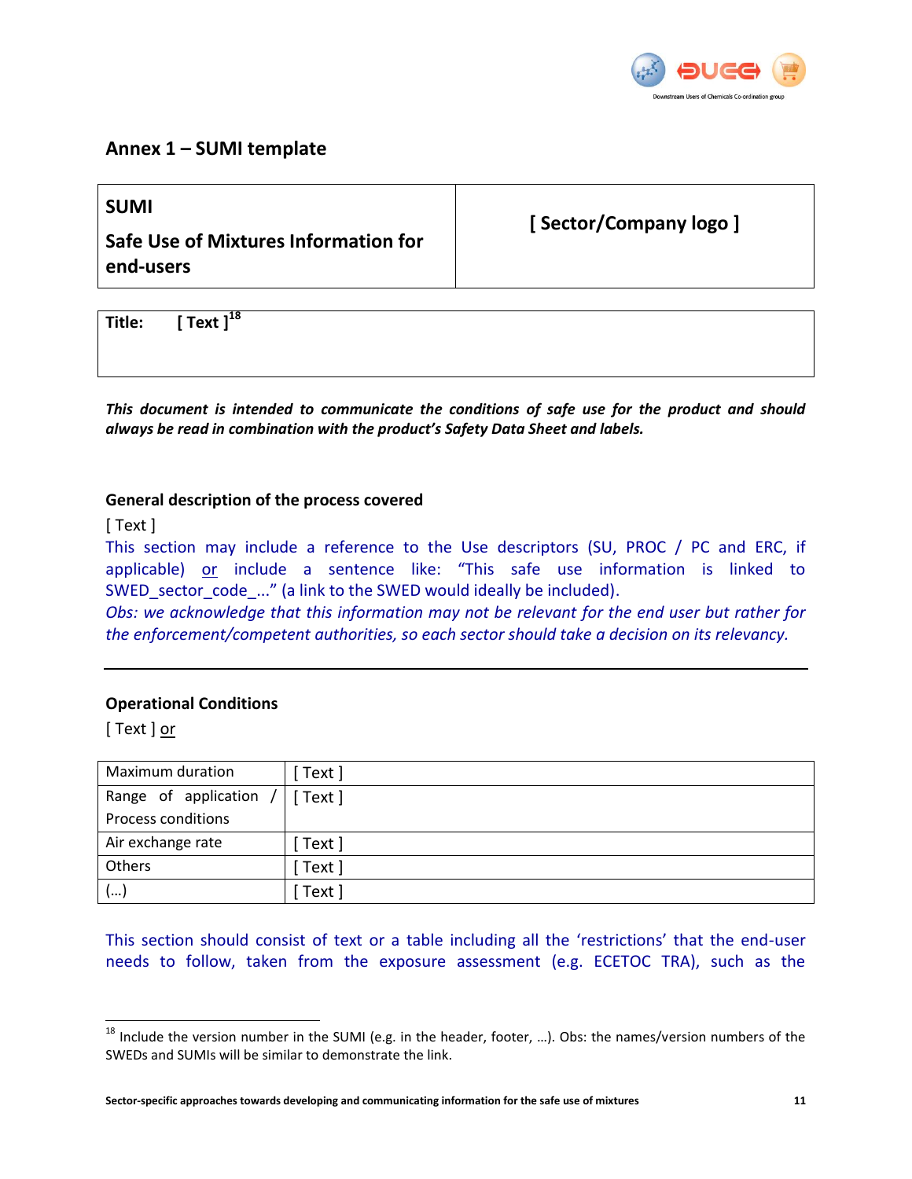## Annex 1 – SUMI template

| **SUMI**<br><br>**Safe Use of Mixtures Information for end-users** | **[ Sector/Company logo ]** |
|---|---|

| **Title:** **[ Text ]**[18] |
|---|

***This document is intended to communicate the conditions of safe use for the product and should always be read in combination with the product's Safety Data Sheet and labels.***

**General description of the process covered**

[ Text ]

This section may include a reference to the Use descriptors (SU, PROC / PC and ERC, if applicable) <u>or</u> include a sentence like: "This safe use information is linked to SWED_sector_code_..." (a link to the SWED would ideally be included).

*Obs: we acknowledge that this information may not be relevant for the end user but rather for the enforcement/competent authorities, so each sector should take a decision on its relevancy.*

---

**Operational Conditions**

[ Text ] <u>or</u>

| Maximum duration | [ Text ] |
|---|---|
| Range of application / Process conditions | [ Text ] |
| Air exchange rate | [ Text ] |
| Others | [ Text ] |
| (...) | [ Text ] |

This section should consist of text or a table including all the 'restrictions' that the end-user needs to follow, taken from the exposure assessment (e.g. ECETOC TRA), such as the

[18] Include the version number in the SUMI (e.g. in the header, footer, ...). Obs: the names/version numbers of the SWEDs and SUMIs will be similar to demonstrate the link.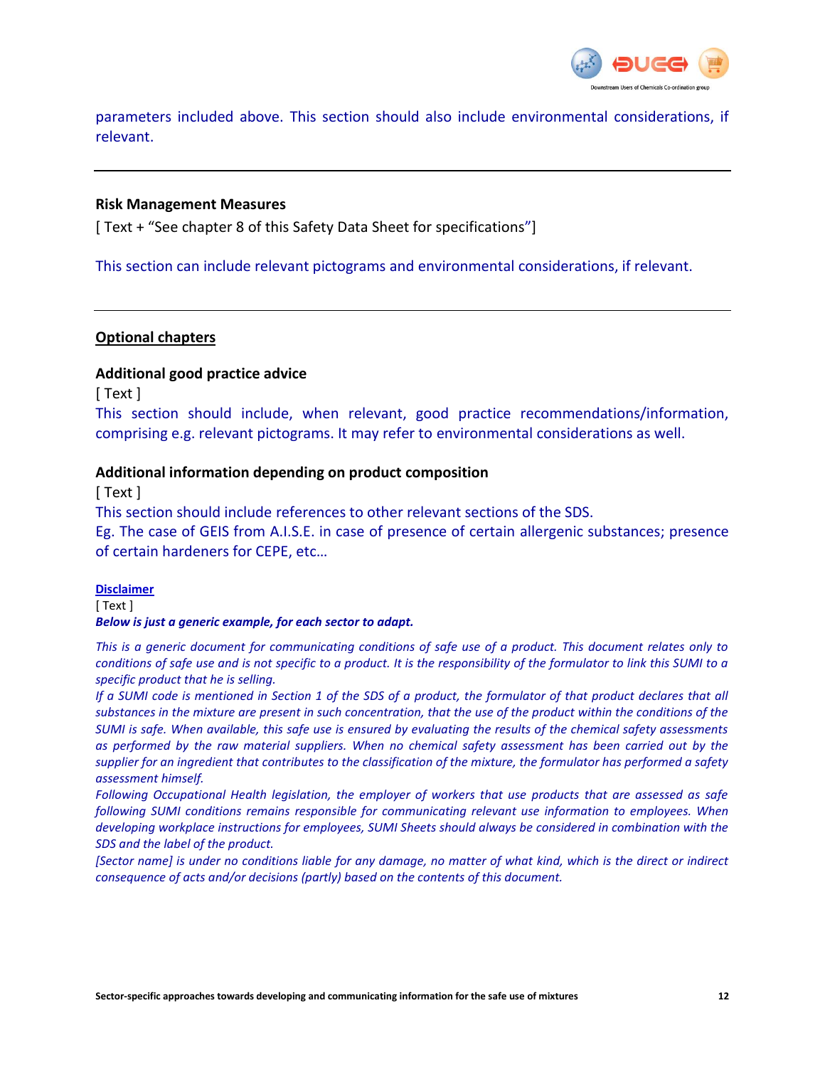parameters included above. This section should also include environmental considerations, if relevant.

---

### Risk Management Measures

[ Text + “See chapter 8 of this Safety Data Sheet for specifications”]

This section can include relevant pictograms and environmental considerations, if relevant.

---

## Optional chapters

### Additional good practice advice

[ Text ]

This section should include, when relevant, good practice recommendations/information, comprising e.g. relevant pictograms. It may refer to environmental considerations as well.

### Additional information depending on product composition

[ Text ]

This section should include references to other relevant sections of the SDS.

Eg. The case of GEIS from A.I.S.E. in case of presence of certain allergenic substances; presence of certain hardeners for CEPE, etc…

### Disclaimer

[ Text ]

***Below is just a generic example, for each sector to adapt.***

*This is a generic document for communicating conditions of safe use of a product. This document relates only to conditions of safe use and is not specific to a product. It is the responsibility of the formulator to link this SUMI to a specific product that he is selling.*

*If a SUMI code is mentioned in Section 1 of the SDS of a product, the formulator of that product declares that all substances in the mixture are present in such concentration, that the use of the product within the conditions of the SUMI is safe. When available, this safe use is ensured by evaluating the results of the chemical safety assessments as performed by the raw material suppliers. When no chemical safety assessment has been carried out by the supplier for an ingredient that contributes to the classification of the mixture, the formulator has performed a safety assessment himself.*

*Following Occupational Health legislation, the employer of workers that use products that are assessed as safe following SUMI conditions remains responsible for communicating relevant use information to employees. When developing workplace instructions for employees, SUMI Sheets should always be considered in combination with the SDS and the label of the product.*

*[Sector name] is under no conditions liable for any damage, no matter of what kind, which is the direct or indirect consequence of acts and/or decisions (partly) based on the contents of this document.*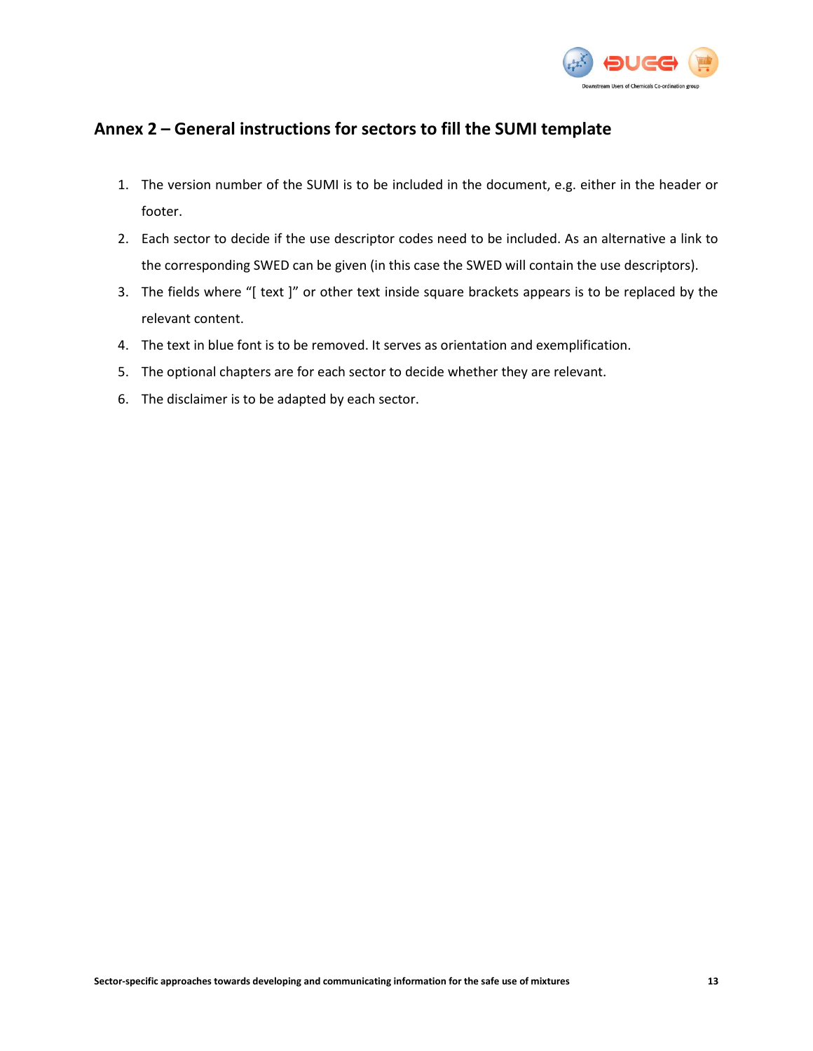## Annex 2 – General instructions for sectors to fill the SUMI template

1. The version number of the SUMI is to be included in the document, e.g. either in the header or footer.
2. Each sector to decide if the use descriptor codes need to be included. As an alternative a link to the corresponding SWED can be given (in this case the SWED will contain the use descriptors).
3. The fields where "[ text ]" or other text inside square brackets appears is to be replaced by the relevant content.
4. The text in blue font is to be removed. It serves as orientation and exemplification.
5. The optional chapters are for each sector to decide whether they are relevant.
6. The disclaimer is to be adapted by each sector.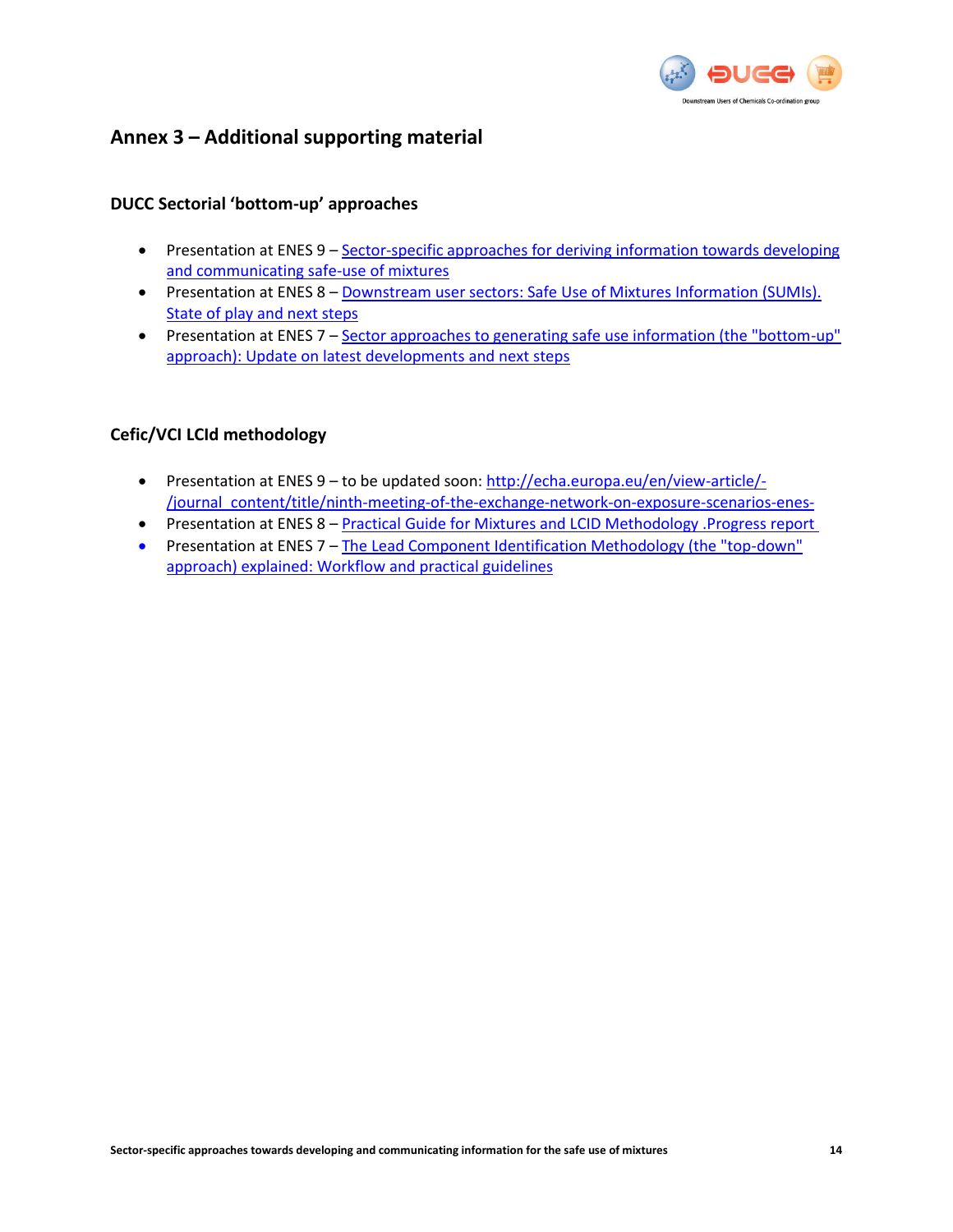## Annex 3 – Additional supporting material

### DUCC Sectorial 'bottom-up' approaches

- Presentation at ENES 9 – Sector-specific approaches for deriving information towards developing and communicating safe-use of mixtures
- Presentation at ENES 8 – Downstream user sectors: Safe Use of Mixtures Information (SUMIs). State of play and next steps
- Presentation at ENES 7 – Sector approaches to generating safe use information (the "bottom-up" approach): Update on latest developments and next steps

### Cefic/VCI LCId methodology

- Presentation at ENES 9 – to be updated soon: http://echa.europa.eu/en/view-article/-/journal_content/title/ninth-meeting-of-the-exchange-network-on-exposure-scenarios-enes-
- Presentation at ENES 8 – Practical Guide for Mixtures and LCID Methodology .Progress report
- Presentation at ENES 7 – The Lead Component Identification Methodology (the "top-down" approach) explained: Workflow and practical guidelines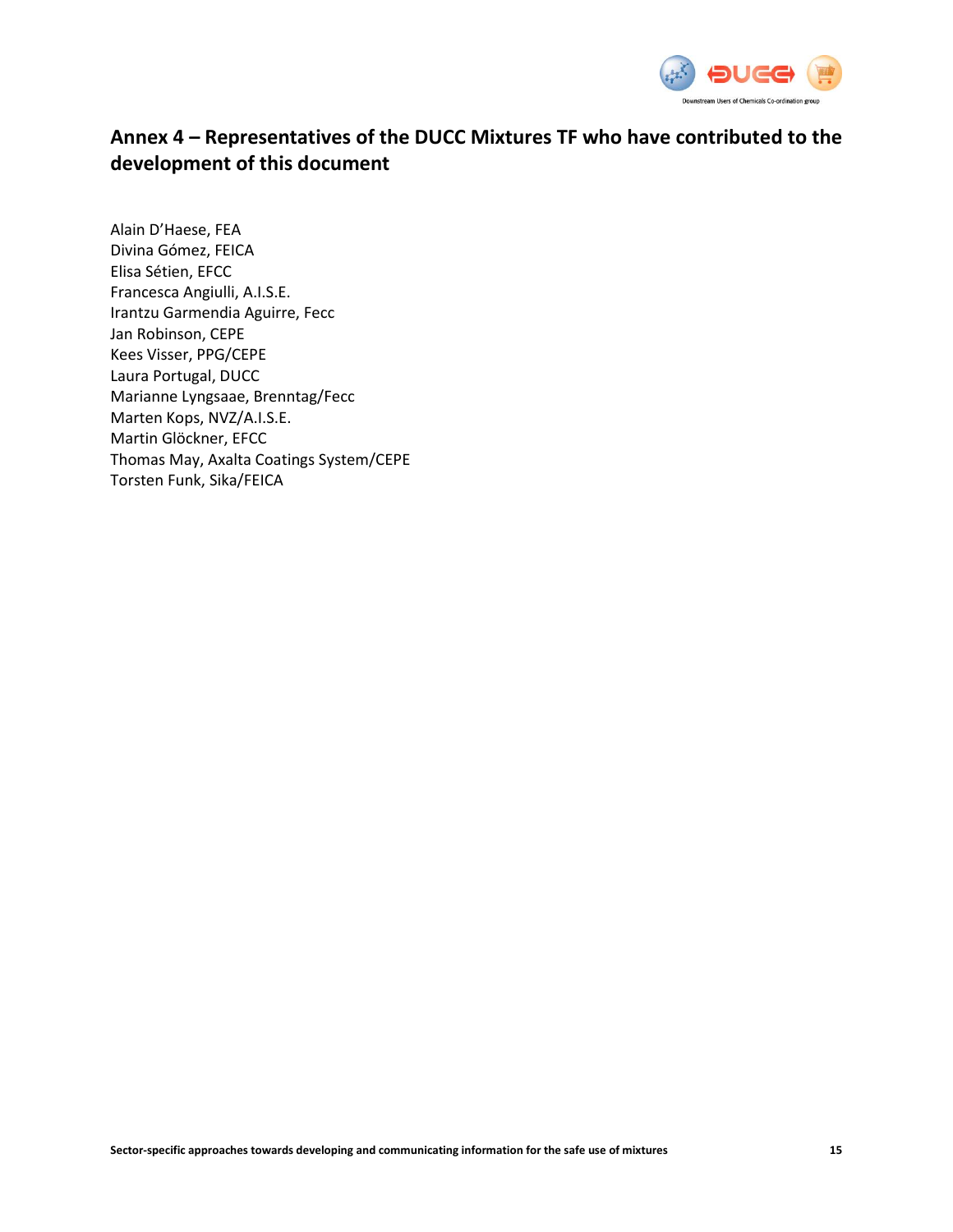# Annex 4 – Representatives of the DUCC Mixtures TF who have contributed to the development of this document

Alain D'Haese, FEA
Divina Gómez, FEICA
Elisa Sétien, EFCC
Francesca Angiulli, A.I.S.E.
Irantzu Garmendia Aguirre, Fecc
Jan Robinson, CEPE
Kees Visser, PPG/CEPE
Laura Portugal, DUCC
Marianne Lyngsaae, Brenntag/Fecc
Marten Kops, NVZ/A.I.S.E.
Martin Glöckner, EFCC
Thomas May, Axalta Coatings System/CEPE
Torsten Funk, Sika/FEICA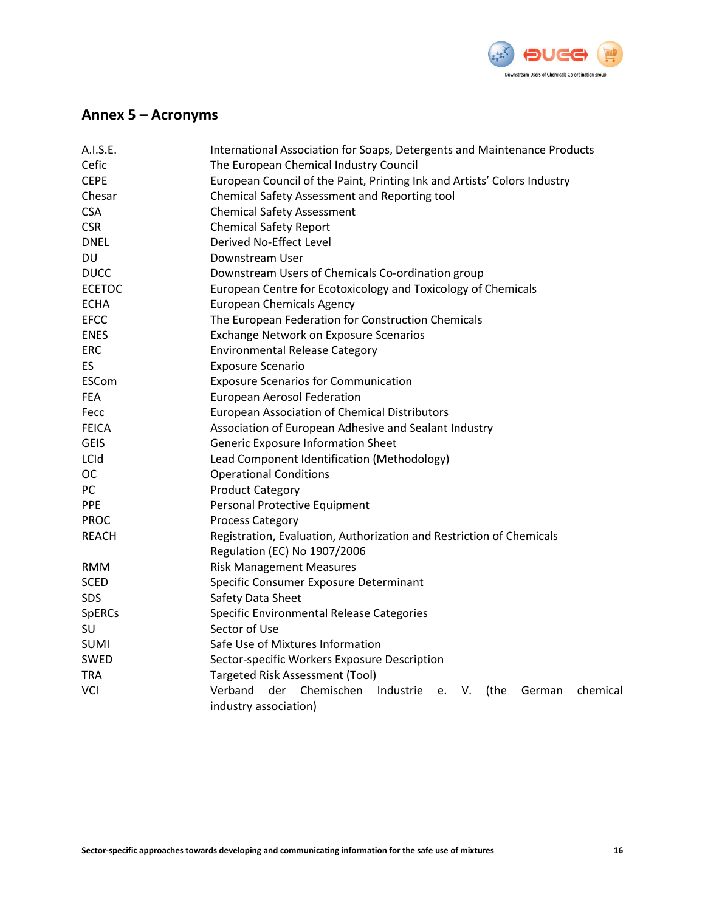## Annex 5 – Acronyms

| | |
|---|---|
| A.I.S.E. | International Association for Soaps, Detergents and Maintenance Products |
| Cefic | The European Chemical Industry Council |
| CEPE | European Council of the Paint, Printing Ink and Artists' Colors Industry |
| Chesar | Chemical Safety Assessment and Reporting tool |
| CSA | Chemical Safety Assessment |
| CSR | Chemical Safety Report |
| DNEL | Derived No-Effect Level |
| DU | Downstream User |
| DUCC | Downstream Users of Chemicals Co-ordination group |
| ECETOC | European Centre for Ecotoxicology and Toxicology of Chemicals |
| ECHA | European Chemicals Agency |
| EFCC | The European Federation for Construction Chemicals |
| ENES | Exchange Network on Exposure Scenarios |
| ERC | Environmental Release Category |
| ES | Exposure Scenario |
| ESCom | Exposure Scenarios for Communication |
| FEA | European Aerosol Federation |
| Fecc | European Association of Chemical Distributors |
| FEICA | Association of European Adhesive and Sealant Industry |
| GEIS | Generic Exposure Information Sheet |
| LCId | Lead Component Identification (Methodology) |
| OC | Operational Conditions |
| PC | Product Category |
| PPE | Personal Protective Equipment |
| PROC | Process Category |
| REACH | Registration, Evaluation, Authorization and Restriction of Chemicals Regulation (EC) No 1907/2006 |
| RMM | Risk Management Measures |
| SCED | Specific Consumer Exposure Determinant |
| SDS | Safety Data Sheet |
| SpERCs | Specific Environmental Release Categories |
| SU | Sector of Use |
| SUMI | Safe Use of Mixtures Information |
| SWED | Sector-specific Workers Exposure Description |
| TRA | Targeted Risk Assessment (Tool) |
| VCI | Verband der Chemischen Industrie e. V. (the German chemical industry association) |